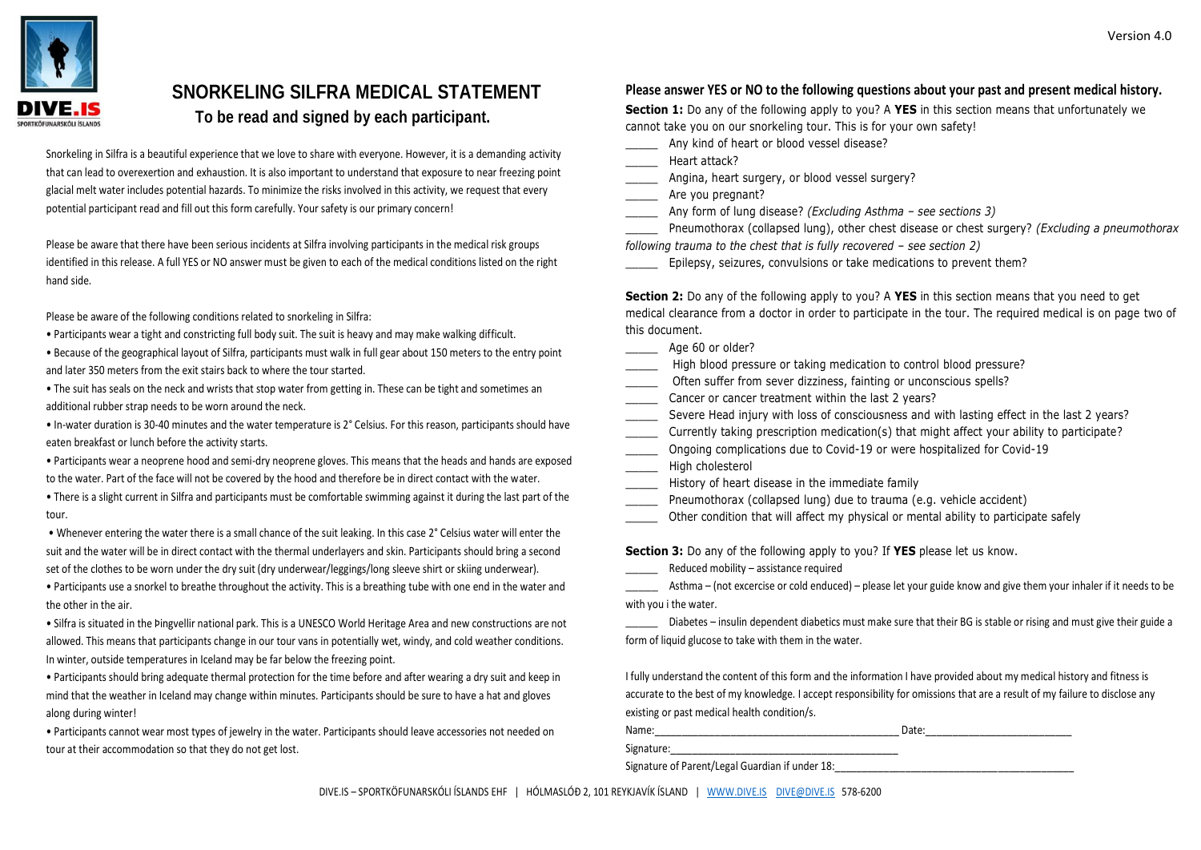Version 4.0

DIVE.IS
SPORTKÖFUNARSKÓLI ÍSLANDS

# SNORKELING SILFRA MEDICAL STATEMENT

## To be read and signed by each participant.

Snorkeling in Silfra is a beautiful experience that we love to share with everyone. However, it is a demanding activity that can lead to overexertion and exhaustion. It is also important to understand that exposure to near freezing point glacial melt water includes potential hazards. To minimize the risks involved in this activity, we request that every potential participant read and fill out this form carefully. Your safety is our primary concern!

Please be aware that there have been serious incidents at Silfra involving participants in the medical risk groups identified in this release. A full YES or NO answer must be given to each of the medical conditions listed on the right hand side.

Please be aware of the following conditions related to snorkeling in Silfra:

- Participants wear a tight and constricting full body suit. The suit is heavy and may make walking difficult.
- Because of the geographical layout of Silfra, participants must walk in full gear about 150 meters to the entry point and later 350 meters from the exit stairs back to where the tour started.
- The suit has seals on the neck and wrists that stop water from getting in. These can be tight and sometimes an additional rubber strap needs to be worn around the neck.
- In-water duration is 30-40 minutes and the water temperature is 2° Celsius. For this reason, participants should have eaten breakfast or lunch before the activity starts.
- Participants wear a neoprene hood and semi-dry neoprene gloves. This means that the heads and hands are exposed to the water. Part of the face will not be covered by the hood and therefore be in direct contact with the water.
- There is a slight current in Silfra and participants must be comfortable swimming against it during the last part of the tour.
- Whenever entering the water there is a small chance of the suit leaking. In this case 2° Celsius water will enter the suit and the water will be in direct contact with the thermal underlayers and skin. Participants should bring a second set of the clothes to be worn under the dry suit (dry underwear/leggings/long sleeve shirt or skiing underwear).
- Participants use a snorkel to breathe throughout the activity. This is a breathing tube with one end in the water and the other in the air.
- Silfra is situated in the Þingvellir national park. This is a UNESCO World Heritage Area and new constructions are not allowed. This means that participants change in our tour vans in potentially wet, windy, and cold weather conditions. In winter, outside temperatures in Iceland may be far below the freezing point.
- Participants should bring adequate thermal protection for the time before and after wearing a dry suit and keep in mind that the weather in Iceland may change within minutes. Participants should be sure to have a hat and gloves along during winter!
- Participants cannot wear most types of jewelry in the water. Participants should leave accessories not needed on tour at their accommodation so that they do not get lost.

**Please answer YES or NO to the following questions about your past and present medical history.**

**Section 1:** Do any of the following apply to you? A **YES** in this section means that unfortunately we cannot take you on our snorkeling tour. This is for your own safety!

_____ Any kind of heart or blood vessel disease?
_____ Heart attack?
_____ Angina, heart surgery, or blood vessel surgery?
_____ Are you pregnant?
_____ Any form of lung disease? *(Excluding Asthma – see sections 3)*
_____ Pneumothorax (collapsed lung), other chest disease or chest surgery? *(Excluding a pneumothorax following trauma to the chest that is fully recovered – see section 2)*
_____ Epilepsy, seizures, convulsions or take medications to prevent them?

**Section 2:** Do any of the following apply to you? A **YES** in this section means that you need to get medical clearance from a doctor in order to participate in the tour. The required medical is on page two of this document.

_____ Age 60 or older?
_____ High blood pressure or taking medication to control blood pressure?
_____ Often suffer from sever dizziness, fainting or unconscious spells?
_____ Cancer or cancer treatment within the last 2 years?
_____ Severe Head injury with loss of consciousness and with lasting effect in the last 2 years?
_____ Currently taking prescription medication(s) that might affect your ability to participate?
_____ Ongoing complications due to Covid-19 or were hospitalized for Covid-19
_____ High cholesterol
_____ History of heart disease in the immediate family
_____ Pneumothorax (collapsed lung) due to trauma (e.g. vehicle accident)
_____ Other condition that will affect my physical or mental ability to participate safely

**Section 3:** Do any of the following apply to you? If **YES** please let us know.

_____ Reduced mobility – assistance required
_____ Asthma – (not excercise or cold enduced) – please let your guide know and give them your inhaler if it needs to be with you i the water.
_____ Diabetes – insulin dependent diabetics must make sure that their BG is stable or rising and must give their guide a form of liquid glucose to take with them in the water.

I fully understand the content of this form and the information I have provided about my medical history and fitness is accurate to the best of my knowledge. I accept responsibility for omissions that are a result of my failure to disclose any existing or past medical health condition/s.

Name:_________________________________________ Date:_________________________

Signature:_________________________________________

Signature of Parent/Legal Guardian if under 18:_________________________________________

DIVE.IS – SPORTKÖFUNARSKÓLI ÍSLANDS EHF | HÓLMASLÓÐ 2, 101 REYKJAVÍK ÍSLAND | WWW.DIVE.IS DIVE@DIVE.IS 578-6200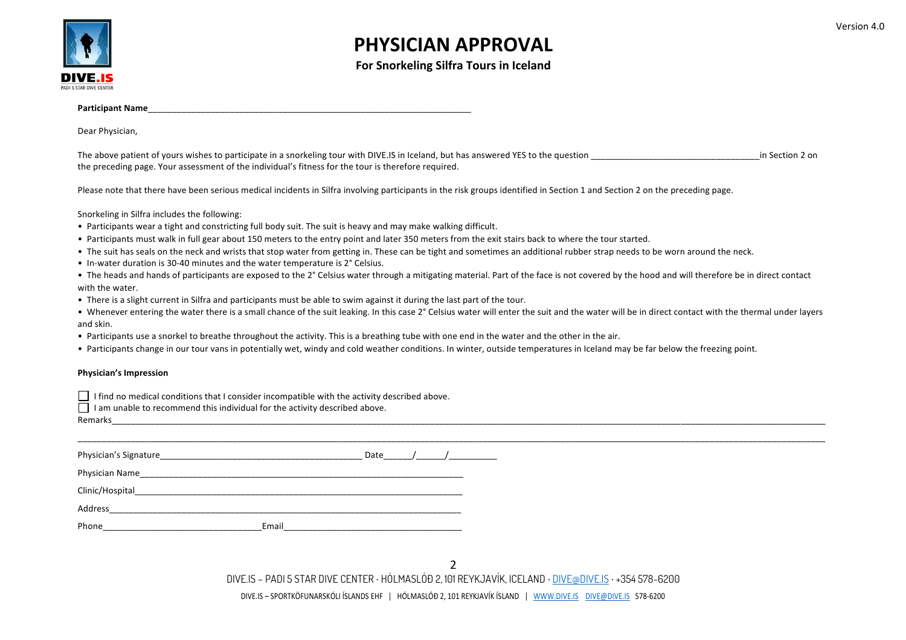# PHYSICIAN APPROVAL

**For Snorkeling Silfra Tours in Iceland**

**Participant Name**______________________________________________________________________

Dear Physician,

The above patient of yours wishes to participate in a snorkeling tour with DIVE.IS in Iceland, but has answered YES to the question ___________________________________in Section 2 on the preceding page. Your assessment of the individual's fitness for the tour is therefore required.

Please note that there have been serious medical incidents in Silfra involving participants in the risk groups identified in Section 1 and Section 2 on the preceding page.

Snorkeling in Silfra includes the following:

- Participants wear a tight and constricting full body suit. The suit is heavy and may make walking difficult.
- Participants must walk in full gear about 150 meters to the entry point and later 350 meters from the exit stairs back to where the tour started.
- The suit has seals on the neck and wrists that stop water from getting in. These can be tight and sometimes an additional rubber strap needs to be worn around the neck.
- In-water duration is 30-40 minutes and the water temperature is 2° Celsius.
- The heads and hands of participants are exposed to the 2° Celsius water through a mitigating material. Part of the face is not covered by the hood and will therefore be in direct contact with the water.
- There is a slight current in Silfra and participants must be able to swim against it during the last part of the tour.
- Whenever entering the water there is a small chance of the suit leaking. In this case 2° Celsius water will enter the suit and the water will be in direct contact with the thermal under layers and skin.
- Participants use a snorkel to breathe throughout the activity. This is a breathing tube with one end in the water and the other in the air.
- Participants change in our tour vans in potentially wet, windy and cold weather conditions. In winter, outside temperatures in Iceland may be far below the freezing point.

**Physician's Impression**

☐ I find no medical conditions that I consider incompatible with the activity described above.

☐ I am unable to recommend this individual for the activity described above.

Remarks______________________________________________________________________________________________________________________

_____________________________________________________________________________________________________________________________

Physician's Signature__________________________________________ Date______/______/__________

Physician Name______________________________________________________________________

Clinic/Hospital______________________________________________________________________

Address_____________________________________________________________________________

Phone_________________________________Email_____________________________________

DIVE.IS – PADI 5 STAR DIVE CENTER · HÓLMASLÓÐ 2, 101 REYKJAVÍK, ICELAND · DIVE@DIVE.IS · +354 578-6200

DIVE.IS – SPORTKÖFUNARSKÓLI ÍSLANDS EHF | HÓLMASLÓÐ 2, 101 REYKJAVÍK ÍSLAND | WWW.DIVE.IS DIVE@DIVE.IS 578-6200